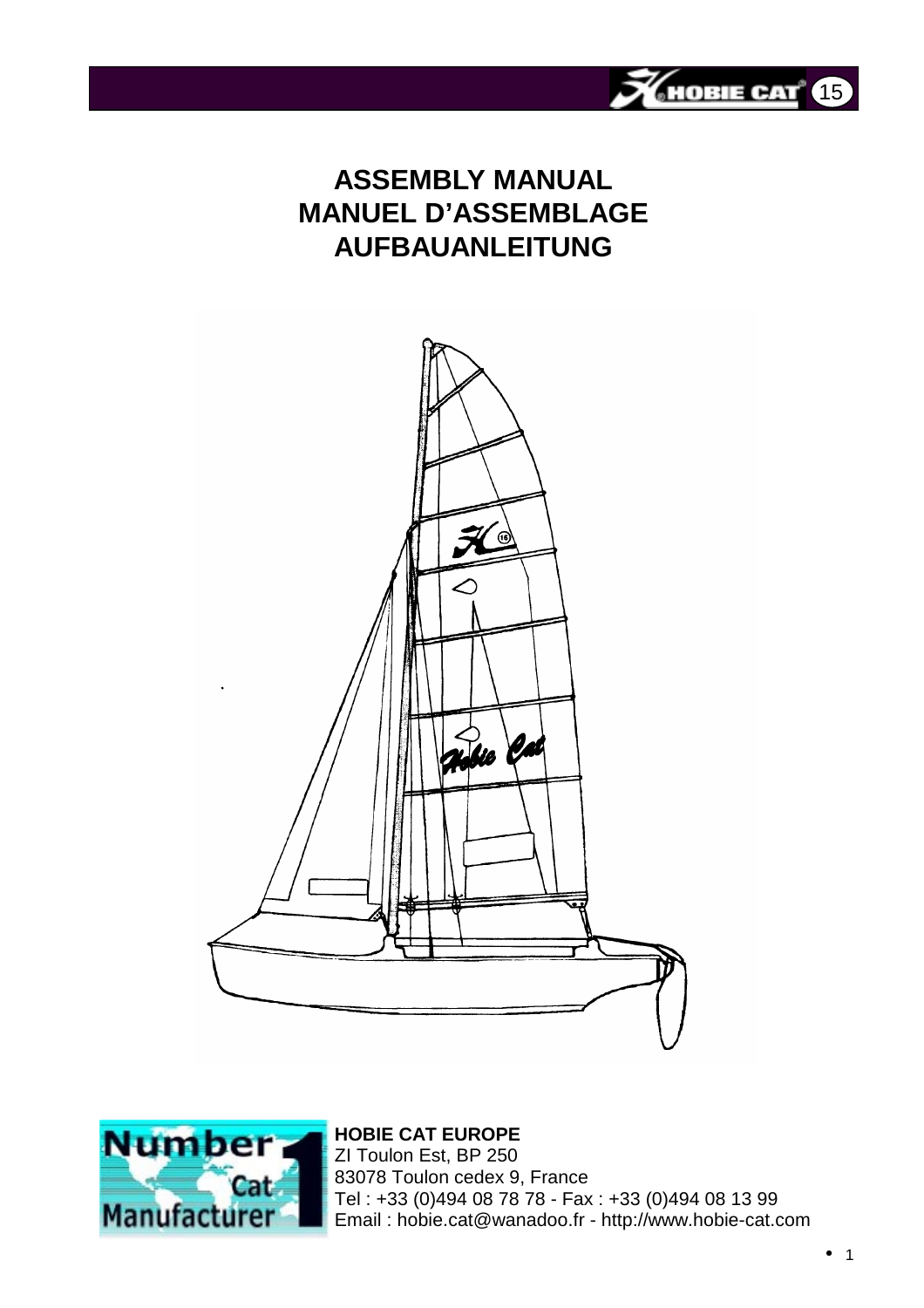# ASSEMBLY MANUAL
# MANUEL D'ASSEMBLAGE
# AUFBAUANLEITUNG

**HOBIE CAT EUROPE**
ZI Toulon Est, BP 250
83078 Toulon cedex 9, France
Tel : +33 (0)494 08 78 78 - Fax : +33 (0)494 08 13 99
Email : hobie.cat@wanadoo.fr - http://www.hobie-cat.com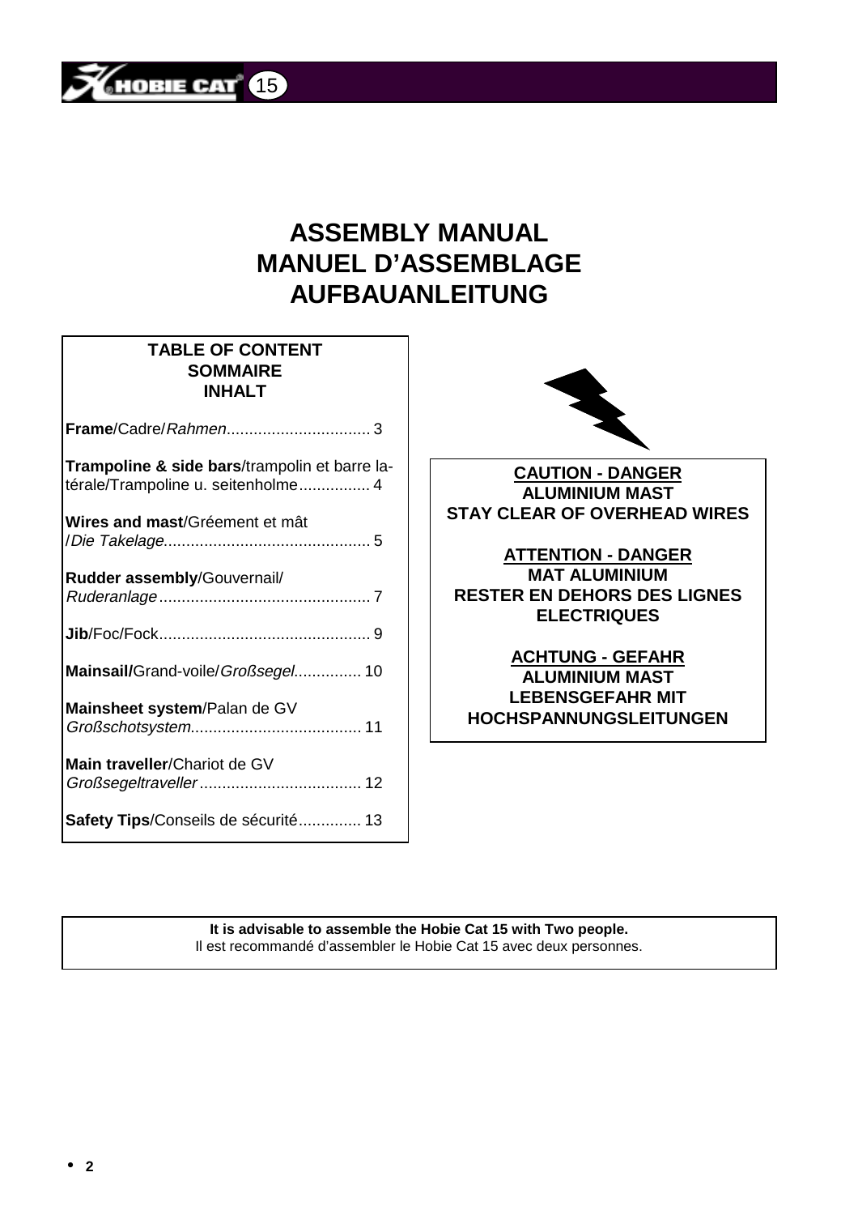# ASSEMBLY MANUAL
# MANUEL D'ASSEMBLAGE
# AUFBAUANLEITUNG

**TABLE OF CONTENT**
**SOMMAIRE**
**INHALT**

**Frame**/Cadre/*Rahmen*................................ 3

**Trampoline & side bars**/trampolin et barre latérale/Trampoline u. seitenholme................ 4

**Wires and mast**/Gréement et mât /*Die Takelage*............................................. 5

**Rudder assembly**/Gouvernail/ *Ruderanlage*............................................... 7

**Jib**/Foc/Fock............................................... 9

**Mainsail/**Grand-voile/*Großsegel*............... 10

**Mainsheet system**/Palan de GV *Großschotsystem*...................................... 11

**Main traveller**/Chariot de GV *Großsegeltraveller*.................................... 12

**Safety Tips**/Conseils de sécurité.............. 13

**CAUTION - DANGER**
**ALUMINIUM MAST**
**STAY CLEAR OF OVERHEAD WIRES**

**ATTENTION - DANGER**
**MAT ALUMINIUM**
**RESTER EN DEHORS DES LIGNES ELECTRIQUES**

**ACHTUNG - GEFAHR**
**ALUMINIUM MAST**
**LEBENSGEFAHR MIT HOCHSPANNUNGSLEITUNGEN**

**It is advisable to assemble the Hobie Cat 15 with Two people.**
Il est recommandé d'assembler le Hobie Cat 15 avec deux personnes.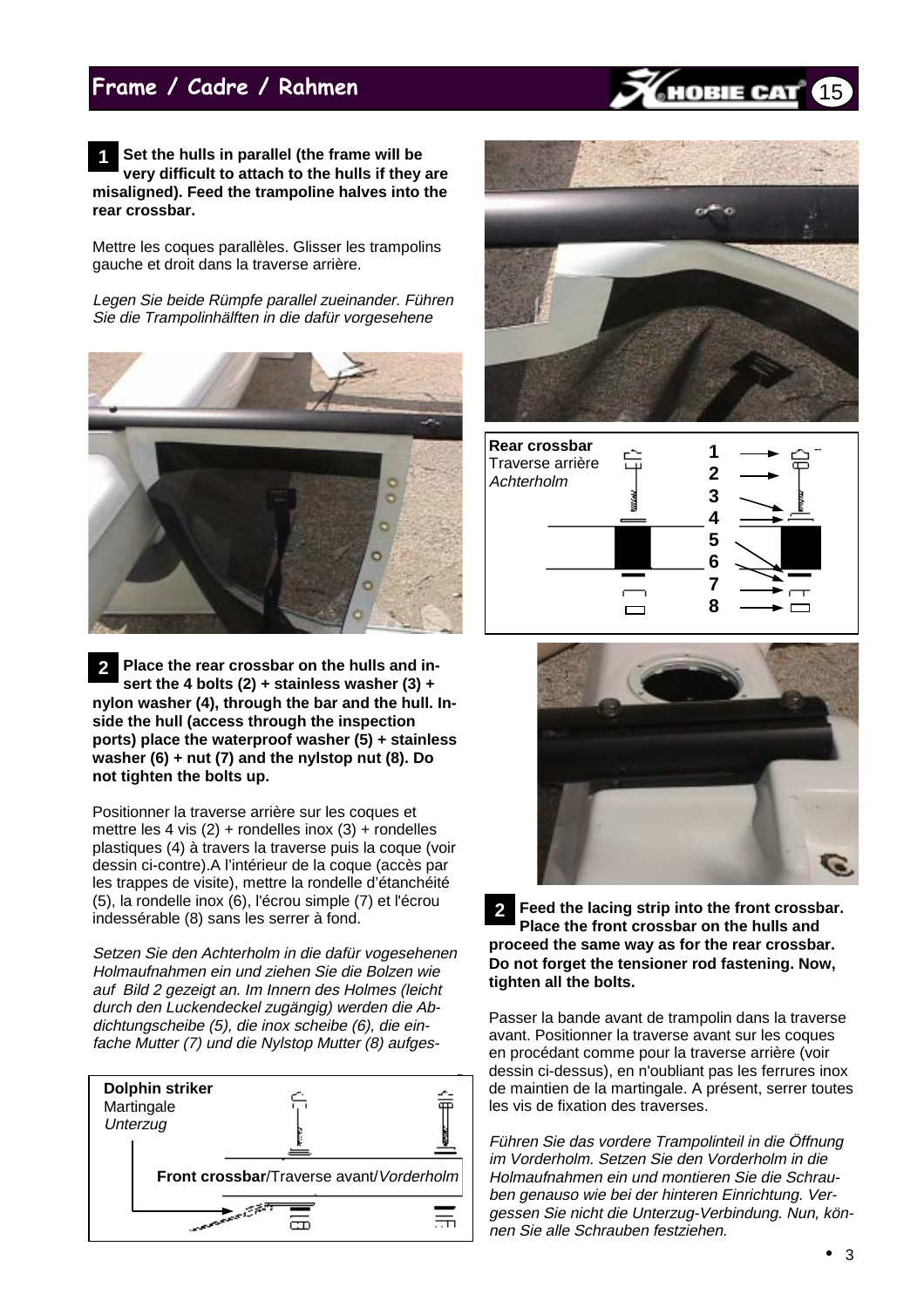## Frame / Cadre / Rahmen

**1** **Set the hulls in parallel (the frame will be very difficult to attach to the hulls if they are misaligned). Feed the trampoline halves into the rear crossbar.**

Mettre les coques parallèles. Glisser les trampolins gauche et droit dans la traverse arrière.

*Legen Sie beide Rümpfe parallel zueinander. Führen Sie die Trampolinhälften in die dafür vorgesehene*

**2** **Place the rear crossbar on the hulls and insert the 4 bolts (2) + stainless washer (3) + nylon washer (4), through the bar and the hull. Inside the hull (access through the inspection ports) place the waterproof washer (5) + stainless washer (6) + nut (7) and the nylstop nut (8). Do not tighten the bolts up.**

Positionner la traverse arrière sur les coques et mettre les 4 vis (2) + rondelles inox (3) + rondelles plastiques (4) à travers la traverse puis la coque (voir dessin ci-contre).A l'intérieur de la coque (accès par les trappes de visite), mettre la rondelle d'étanchéité (5), la rondelle inox (6), l'écrou simple (7) et l'écrou indessérable (8) sans les serrer à fond.

*Setzen Sie den Achterholm in die dafür vogesehenen Holmaufnahmen ein und ziehen Sie die Bolzen wie auf Bild 2 gezeigt an. Im Innern des Holmes (leicht durch den Luckendeckel zugängig) werden die Abdichtungscheibe (5), die inox scheibe (6), die einfache Mutter (7) und die Nylstop Mutter (8) aufges-*

**Dolphin striker**
Martingale
*Unterzug*

**Front crossbar**/Traverse avant/*Vorderholm*

**Rear crossbar**
Traverse arrière
*Achterholm*

1
2
3
4
5
6
7
8

**2** **Feed the lacing strip into the front crossbar. Place the front crossbar on the hulls and proceed the same way as for the rear crossbar. Do not forget the tensioner rod fastening. Now, tighten all the bolts.**

Passer la bande avant de trampolin dans la traverse avant. Positionner la traverse avant sur les coques en procédant comme pour la traverse arrière (voir dessin ci-dessus), en n'oubliant pas les ferrures inox de maintien de la martingale. A présent, serrer toutes les vis de fixation des traverses.

*Führen Sie das vordere Trampolinteil in die Öffnung im Vorderholm. Setzen Sie den Vorderholm in die Holmaufnahmen ein und montieren Sie die Schrauben genauso wie bei der hinteren Einrichtung. Vergessen Sie nicht die Unterzug-Verbindung. Nun, können Sie alle Schrauben festziehen.*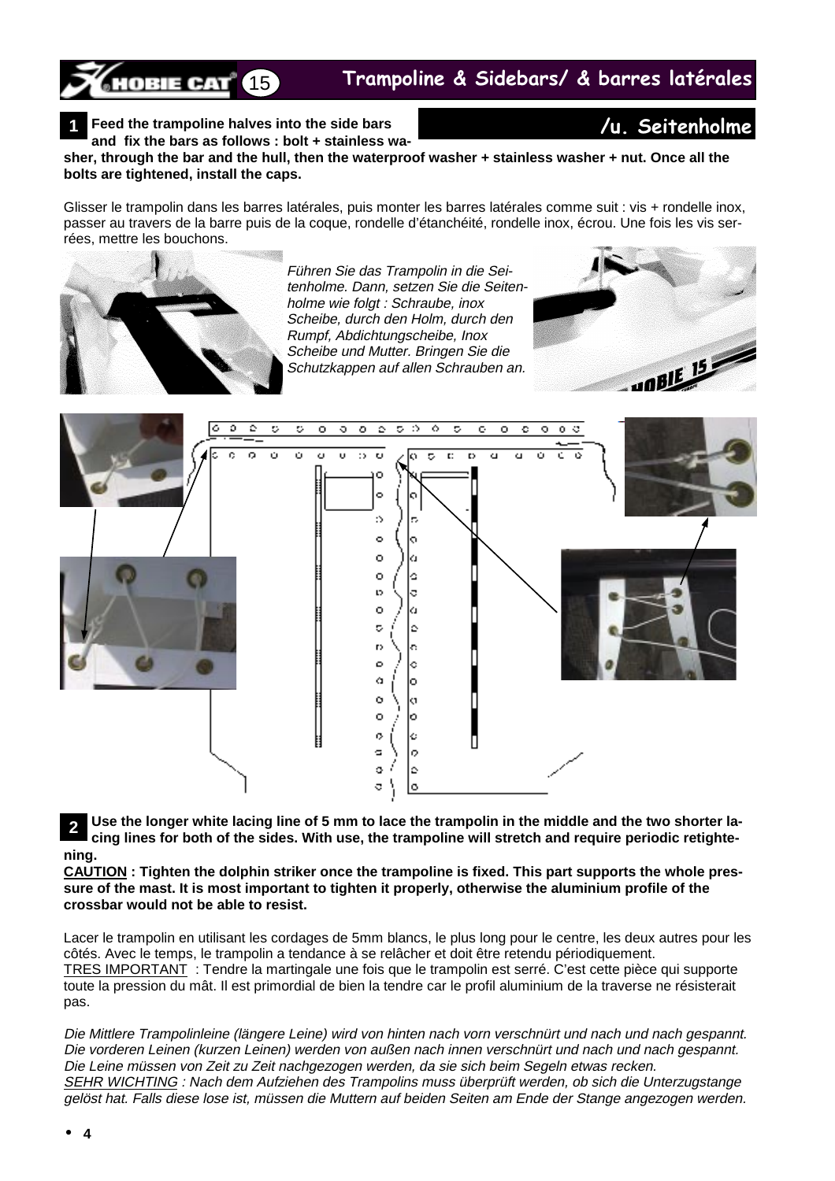## Trampoline & Sidebars/ & barres latérales /u. Seitenholme

**1** **Feed the trampoline halves into the side bars and fix the bars as follows : bolt + stainless washer, through the bar and the hull, then the waterproof washer + stainless washer + nut. Once all the bolts are tightened, install the caps.**

Glisser le trampolin dans les barres latérales, puis monter les barres latérales comme suit : vis + rondelle inox, passer au travers de la barre puis de la coque, rondelle d'étanchéité, rondelle inox, écrou. Une fois les vis serrées, mettre les bouchons.

*Führen Sie das Trampolin in die Seitenholme. Dann, setzen Sie die Seitenholme wie folgt : Schraube, inox Scheibe, durch den Holm, durch den Rumpf, Abdichtungscheibe, Inox Scheibe und Mutter. Bringen Sie die Schutzkappen auf allen Schrauben an.*

**2** **Use the longer white lacing line of 5 mm to lace the trampolin in the middle and the two shorter lacing lines for both of the sides. With use, the trampoline will stretch and require periodic retightening.**

**<u>CAUTION</u> : Tighten the dolphin striker once the trampoline is fixed. This part supports the whole pressure of the mast. It is most important to tighten it properly, otherwise the aluminium profile of the crossbar would not be able to resist.**

Lacer le trampolin en utilisant les cordages de 5mm blancs, le plus long pour le centre, les deux autres pour les côtés. Avec le temps, le trampolin a tendance à se relâcher et doit être retendu périodiquement.
<u>TRES IMPORTANT</u> : Tendre la martingale une fois que le trampolin est serré. C'est cette pièce qui supporte toute la pression du mât. Il est primordial de bien la tendre car le profil aluminium de la traverse ne résisterait pas.

*Die Mittlere Trampolinleine (längere Leine) wird von hinten nach vorn verschnürt und nach und nach gespannt. Die vorderen Leinen (kurzen Leinen) werden von außen nach innen verschnürt und nach und nach gespannt. Die Leine müssen von Zeit zu Zeit nachgezogen werden, da sie sich beim Segeln etwas recken.*
*<u>SEHR WICHTING</u> : Nach dem Aufziehen des Trampolins muss überprüft werden, ob sich die Unterzugstange gelöst hat. Falls diese lose ist, müssen die Muttern auf beiden Seiten am Ende der Stange angezogen werden.*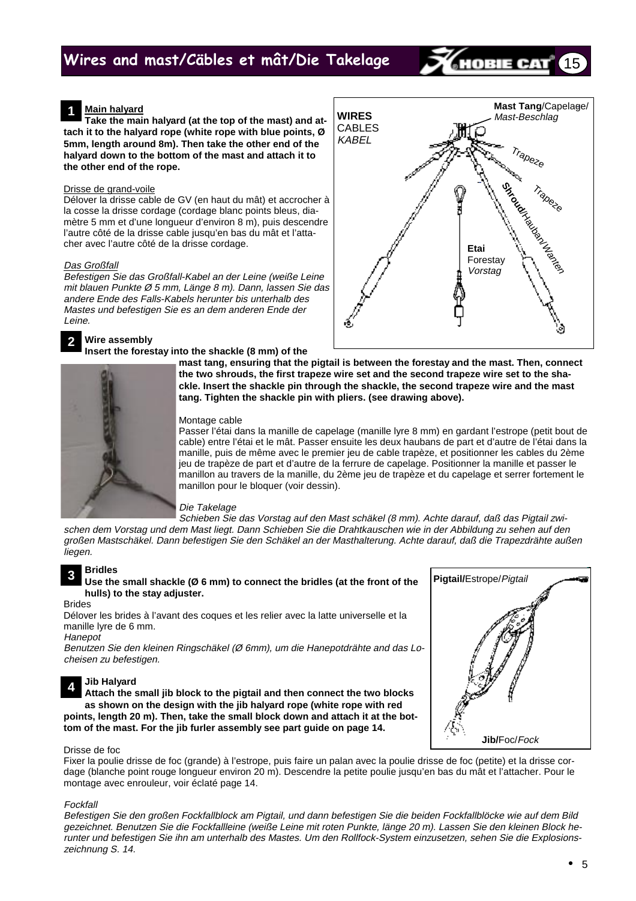# Wires and mast/Cäbles et mât/Die Takelage

**1** **Main halyard**

**Take the main halyard (at the top of the mast) and attach it to the halyard rope (white rope with blue points, Ø 5mm, length around 8m). Then take the other end of the halyard down to the bottom of the mast and attach it to the other end of the rope.**

Drisse de grand-voile

Délover la drisse cable de GV (en haut du mât) et accrocher à la cosse la drisse cordage (cordage blanc points bleus, diamètre 5 mm et d'une longueur d'environ 8 m), puis descendre l'autre côté de la drisse cable jusqu'en bas du mât et l'attacher avec l'autre côté de la drisse cordage.

*Das Großfall*

*Befestigen Sie das Großfall-Kabel an der Leine (weiße Leine mit blauen Punkte Ø 5 mm, Länge 8 m). Dann, lassen Sie das andere Ende des Falls-Kabels herunter bis unterhalb des Mastes und befestigen Sie es an dem anderen Ende der Leine.*

WIRES / CABLES / *KABEL* — Mast Tang/Capelage/*Mast-Beschlag* — Trapeze — Trapeze — Shroud/Hauban/*Wanten* — Etai / Forestay / *Vorstag*

**2** **Wire assembly**

**Insert the forestay into the shackle (8 mm) of the mast tang, ensuring that the pigtail is between the forestay and the mast. Then, connect the two shrouds, the first trapeze wire set and the second trapeze wire set to the shackle. Insert the shackle pin through the shackle, the second trapeze wire and the mast tang. Tighten the shackle pin with pliers. (see drawing above).**

Montage cable

Passer l'étai dans la manille de capelage (manille lyre 8 mm) en gardant l'estrope (petit bout de cable) entre l'étai et le mât. Passer ensuite les deux haubans de part et d'autre de l'étai dans la manille, puis de même avec le premier jeu de cable trapèze, et positionner les cables du 2ème jeu de trapèze de part et d'autre de la ferrure de capelage. Positionner la manille et passer le manillon au travers de la manille, du 2ème jeu de trapèze et du capelage et serrer fortement le manillon pour le bloquer (voir dessin).

*Die Takelage*

*Schieben Sie das Vorstag auf den Mast schäkel (8 mm). Achte darauf, daß das Pigtail zwischen dem Vorstag und dem Mast liegt. Dann Schieben Sie die Drahtkauschen wie in der Abbildung zu sehen auf den großen Mastschäkel. Dann befestigen Sie den Schäkel an der Masthalterung. Achte darauf, daß die Trapezdrähte außen liegen.*

**3** **Bridles**

**Use the small shackle (Ø 6 mm) to connect the bridles (at the front of the hulls) to the stay adjuster.**

Brides

Délover les brides à l'avant des coques et les relier avec la latte universelle et la manille lyre de 6 mm.

*Hanepot*

*Benutzen Sie den kleinen Ringschäkel (Ø 6mm), um die Hanepotdrähte and das Locheisen zu befestigen.*

**4** **Jib Halyard**

**Attach the small jib block to the pigtail and then connect the two blocks as shown on the design with the jib halyard rope (white rope with red points, length 20 m). Then, take the small block down and attach it at the bottom of the mast. For the jib furler assembly see part guide on page 14.**

**Pigtail/**Estrope/*Pigtail* — **Jib/**Foc/*Fock*

Drisse de foc

Fixer la poulie drisse de foc (grande) à l'estrope, puis faire un palan avec la poulie drisse de foc (petite) et la drisse cordage (blanche point rouge longueur environ 20 m). Descendre la petite poulie jusqu'en bas du mât et l'attacher. Pour le montage avec enrouleur, voir éclaté page 14.

*Fockfall*

*Befestigen Sie den großen Fockfallblock am Pigtail, und dann befestigen Sie die beiden Fockfallblöcke wie auf dem Bild gezeichnet. Benutzen Sie die Fockfallleine (weiße Leine mit roten Punkte, länge 20 m). Lassen Sie den kleinen Block herunter und befestigen Sie ihn am unterhalb des Mastes. Um den Rollfock-System einzusetzen, sehen Sie die Explosionszeichnung S. 14.*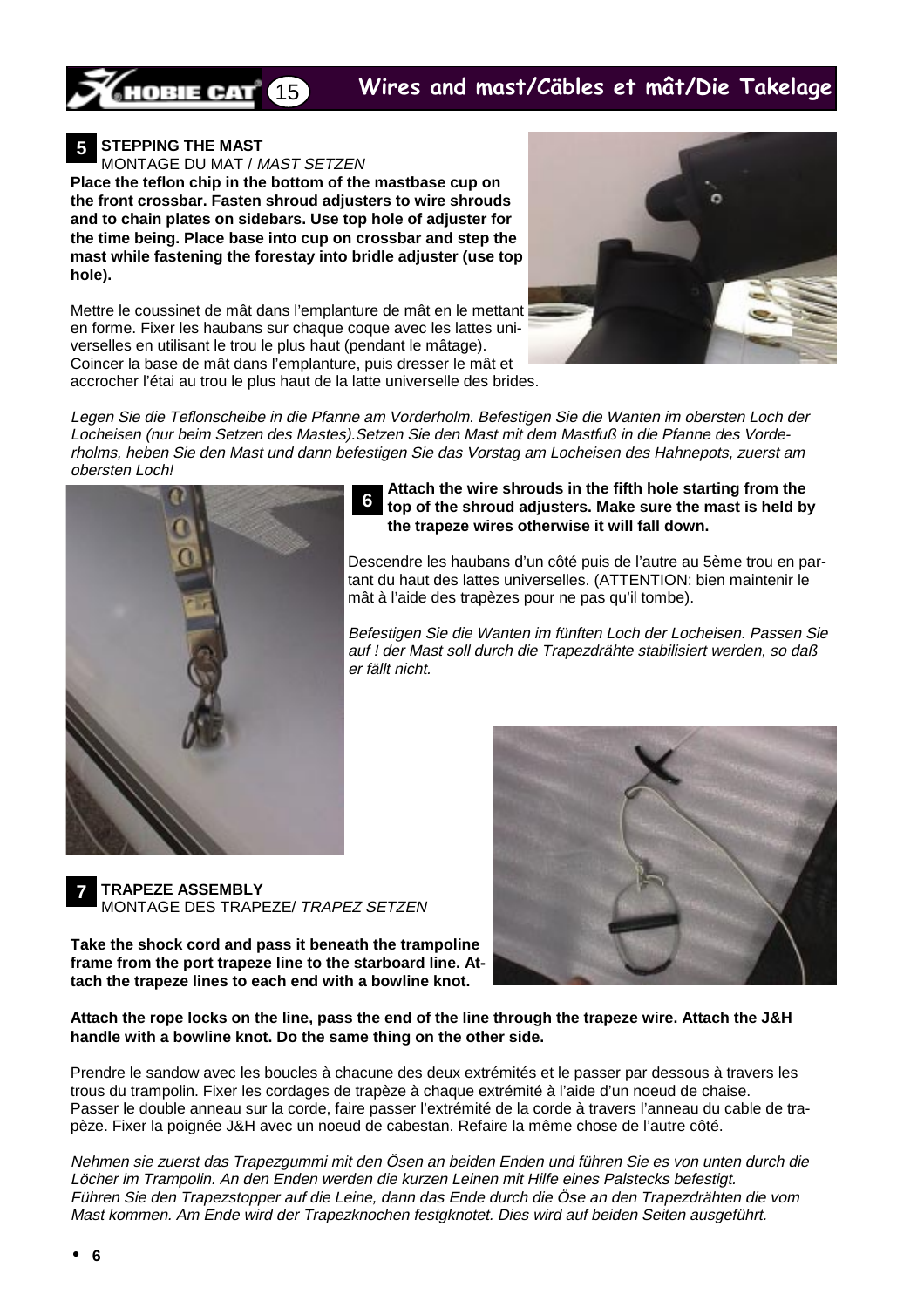## 5 STEPPING THE MAST

MONTAGE DU MAT / *MAST SETZEN*

**Place the teflon chip in the bottom of the mastbase cup on the front crossbar. Fasten shroud adjusters to wire shrouds and to chain plates on sidebars. Use top hole of adjuster for the time being. Place base into cup on crossbar and step the mast while fastening the forestay into bridle adjuster (use top hole).**

Mettre le coussinet de mât dans l'emplanture de mât en le mettant en forme. Fixer les haubans sur chaque coque avec les lattes universelles en utilisant le trou le plus haut (pendant le mâtage). Coincer la base de mât dans l'emplanture, puis dresser le mât et accrocher l'étai au trou le plus haut de la latte universelle des brides.

*Legen Sie die Teflonscheibe in die Pfanne am Vorderholm. Befestigen Sie die Wanten im obersten Loch der Locheisen (nur beim Setzen des Mastes).Setzen Sie den Mast mit dem Mastfuß in die Pfanne des Vorderholms, heben Sie den Mast und dann befestigen Sie das Vorstag am Locheisen des Hahnepots, zuerst am obersten Loch!*

## 6

**Attach the wire shrouds in the fifth hole starting from the top of the shroud adjusters. Make sure the mast is held by the trapeze wires otherwise it will fall down.**

Descendre les haubans d'un côté puis de l'autre au 5ème trou en partant du haut des lattes universelles. (ATTENTION: bien maintenir le mât à l'aide des trapèzes pour ne pas qu'il tombe).

*Befestigen Sie die Wanten im fünften Loch der Locheisen. Passen Sie auf ! der Mast soll durch die Trapezdrähte stabilisiert werden, so daß er fällt nicht.*

## 7 TRAPEZE ASSEMBLY

MONTAGE DES TRAPEZE/ *TRAPEZ SETZEN*

**Take the shock cord and pass it beneath the trampoline frame from the port trapeze line to the starboard line. Attach the trapeze lines to each end with a bowline knot.**

**Attach the rope locks on the line, pass the end of the line through the trapeze wire. Attach the J&H handle with a bowline knot. Do the same thing on the other side.**

Prendre le sandow avec les boucles à chacune des deux extrémités et le passer par dessous à travers les trous du trampolin. Fixer les cordages de trapèze à chaque extrémité à l'aide d'un noeud de chaise. Passer le double anneau sur la corde, faire passer l'extrémité de la corde à travers l'anneau du cable de trapèze. Fixer la poignée J&H avec un noeud de cabestan. Refaire la même chose de l'autre côté.

*Nehmen sie zuerst das Trapezgummi mit den Ösen an beiden Enden und führen Sie es von unten durch die Löcher im Trampolin. An den Enden werden die kurzen Leinen mit Hilfe eines Palstecks befestigt. Führen Sie den Trapezstopper auf die Leine, dann das Ende durch die Öse an den Trapezdrähten die vom Mast kommen. Am Ende wird der Trapezknochen festgknotet. Dies wird auf beiden Seiten ausgeführt.*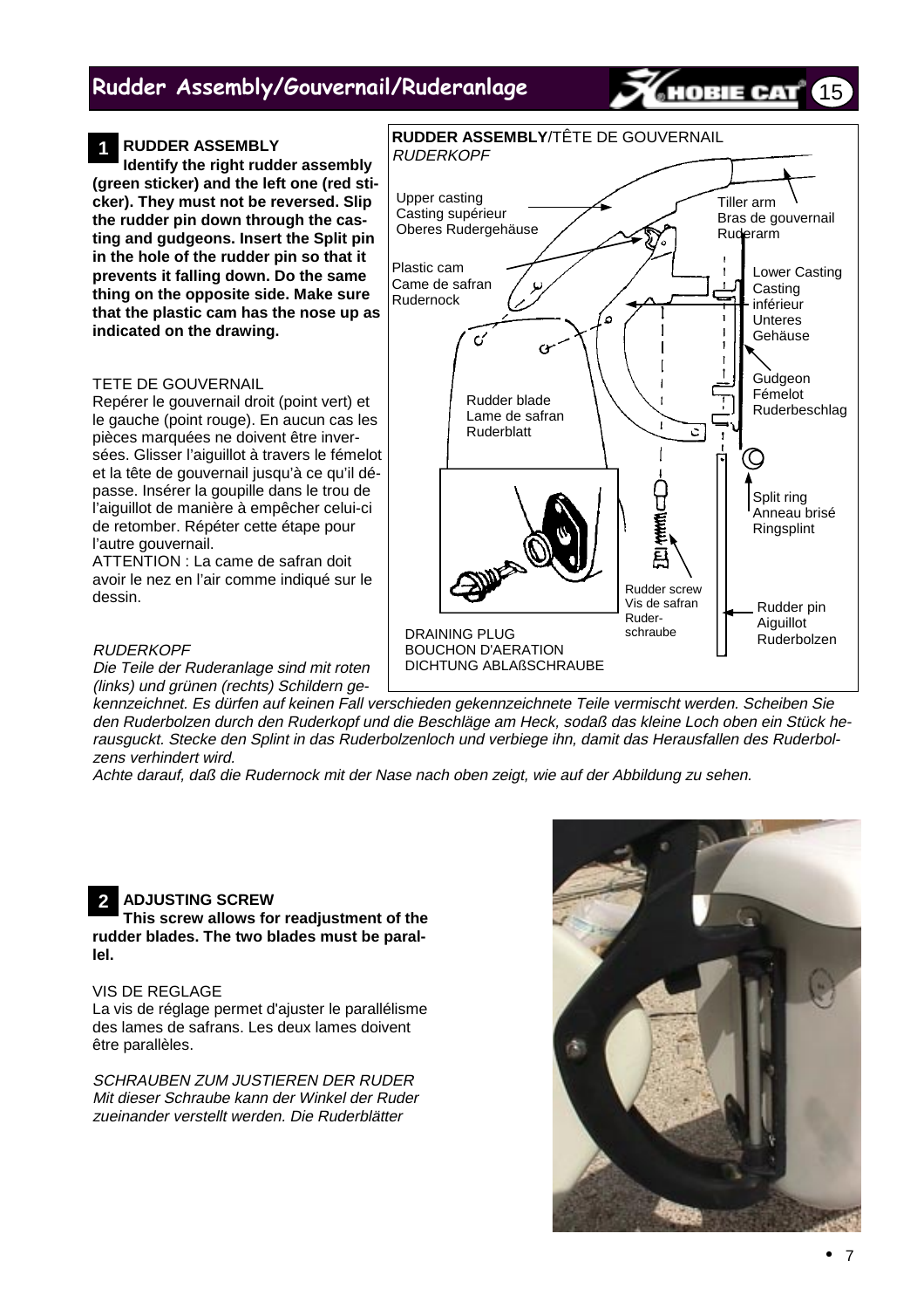## Rudder Assembly/Gouvernail/Ruderanlage

**1 RUDDER ASSEMBLY**

**Identify the right rudder assembly (green sticker) and the left one (red sticker). They must not be reversed. Slip the rudder pin down through the casting and gudgeons. Insert the Split pin in the hole of the rudder pin so that it prevents it falling down. Do the same thing on the opposite side. Make sure that the plastic cam has the nose up as indicated on the drawing.**

TETE DE GOUVERNAIL

Repérer le gouvernail droit (point vert) et le gauche (point rouge). En aucun cas les pièces marquées ne doivent être inversées. Glisser l'aiguillot à travers le fémelot et la tête de gouvernail jusqu'à ce qu'il dépasse. Insérer la goupille dans le trou de l'aiguillot de manière à empêcher celui-ci de retomber. Répéter cette étape pour l'autre gouvernail.

ATTENTION : La came de safran doit avoir le nez en l'air comme indiqué sur le dessin.

*RUDERKOPF*

*Die Teile der Ruderanlage sind mit roten (links) und grünen (rechts) Schildern gekennzeichnet. Es dürfen auf keinen Fall verschieden gekennzeichnete Teile vermischt werden. Scheiben Sie den Ruderbolzen durch den Ruderkopf und die Beschläge am Heck, sodaß das kleine Loch oben ein Stück herausguckt. Stecke den Splint in das Ruderbolzenloch und verbiege ihn, damit das Herausfallen des Ruderbolzens verhindert wird.*

*Achte darauf, daß die Rudernock mit der Nase nach oben zeigt, wie auf der Abbildung zu sehen.*

**RUDDER ASSEMBLY**/TÊTE DE GOUVERNAIL *RUDERKOPF*

Upper casting / Casting supérieur / Oberes Rudergehäuse

Tiller arm / Bras de gouvernail / Ruderarm

Plastic cam / Came de safran / Rudernock

Lower Casting / Casting inférieur / Unteres Gehäuse

Gudgeon / Fémelot / Ruderbeschlag

Rudder blade / Lame de safran / Ruderblatt

Split ring / Anneau brisé / Ringsplint

Rudder screw / Vis de safran / Ruderschraube

Rudder pin / Aiguillot / Ruderbolzen

DRAINING PLUG / BOUCHON D'AERATION / DICHTUNG ABLAßSCHRAUBE

**2 ADJUSTING SCREW**

**This screw allows for readjustment of the rudder blades. The two blades must be parallel.**

VIS DE REGLAGE

La vis de réglage permet d'ajuster le parallélisme des lames de safrans. Les deux lames doivent être parallèles.

*SCHRAUBEN ZUM JUSTIEREN DER RUDER*

*Mit dieser Schraube kann der Winkel der Ruder zueinander verstellt werden. Die Ruderblätter*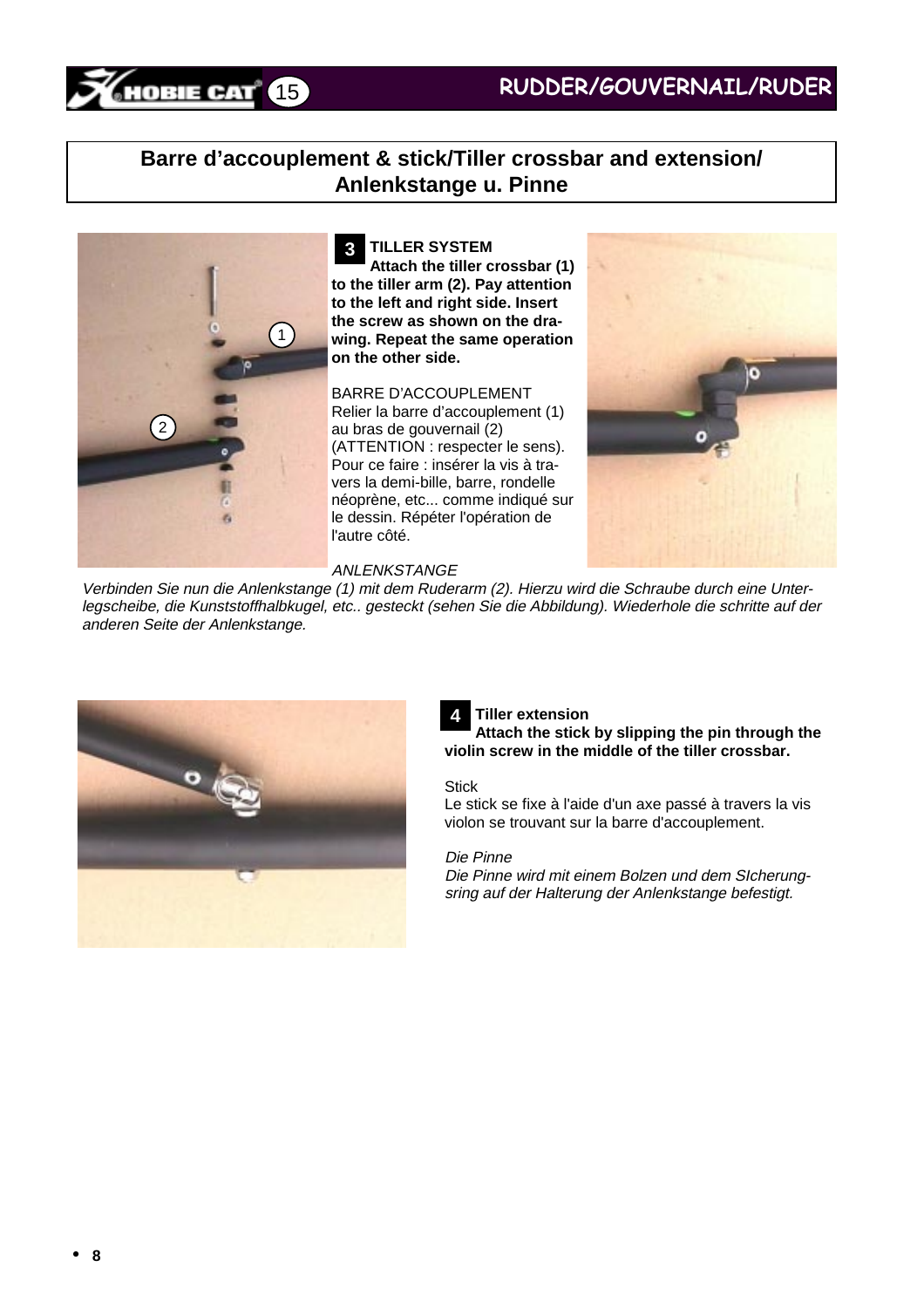# Barre d'accouplement & stick/Tiller crossbar and extension/ Anlenkstange u. Pinne

1

2

**3 TILLER SYSTEM**

**Attach the tiller crossbar (1) to the tiller arm (2). Pay attention to the left and right side. Insert the screw as shown on the drawing. Repeat the same operation on the other side.**

BARRE D'ACCOUPLEMENT
Relier la barre d'accouplement (1) au bras de gouvernail (2) (ATTENTION : respecter le sens). Pour ce faire : insérer la vis à travers la demi-bille, barre, rondelle néoprène, etc... comme indiqué sur le dessin. Répéter l'opération de l'autre côté.

*ANLENKSTANGE*
*Verbinden Sie nun die Anlenkstange (1) mit dem Ruderarm (2). Hierzu wird die Schraube durch eine Unterlegscheibe, die Kunststoffhalbkugel, etc.. gesteckt (sehen Sie die Abbildung). Wiederhole die schritte auf der anderen Seite der Anlenkstange.*

**4 Tiller extension**

**Attach the stick by slipping the pin through the violin screw in the middle of the tiller crossbar.**

Stick
Le stick se fixe à l'aide d'un axe passé à travers la vis violon se trouvant sur la barre d'accouplement.

*Die Pinne*
*Die Pinne wird mit einem Bolzen und dem SIcherungsring auf der Halterung der Anlenkstange befestigt.*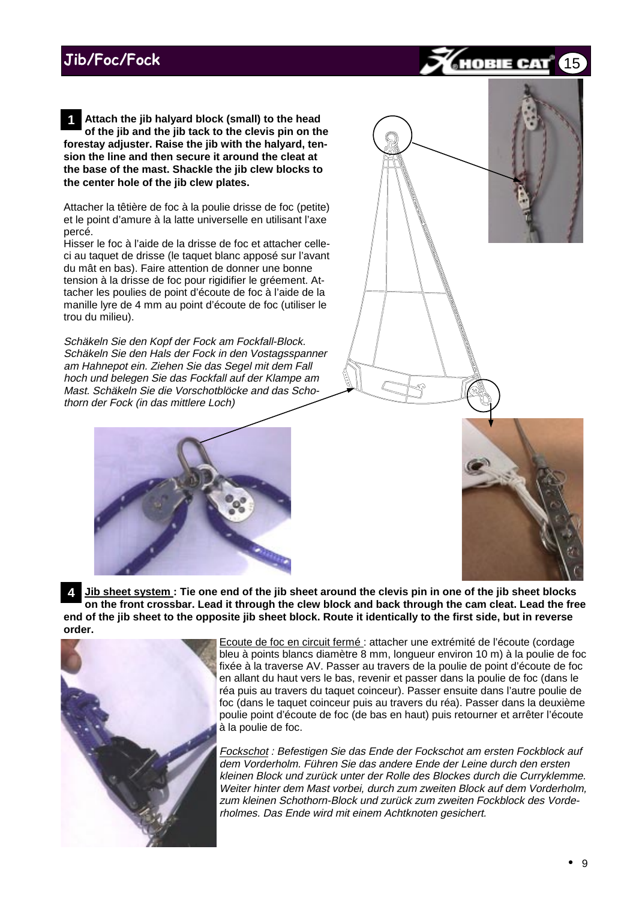## Jib/Foc/Fock

**1** **Attach the jib halyard block (small) to the head of the jib and the jib tack to the clevis pin on the forestay adjuster. Raise the jib with the halyard, tension the line and then secure it around the cleat at the base of the mast. Shackle the jib clew blocks to the center hole of the jib clew plates.**

Attacher la têtière de foc à la poulie drisse de foc (petite) et le point d'amure à la latte universelle en utilisant l'axe percé.
Hisser le foc à l'aide de la drisse de foc et attacher celle-ci au taquet de drisse (le taquet blanc apposé sur l'avant du mât en bas). Faire attention de donner une bonne tension à la drisse de foc pour rigidifier le gréement. Attacher les poulies de point d'écoute de foc à l'aide de la manille lyre de 4 mm au point d'écoute de foc (utiliser le trou du milieu).

*Schäkeln Sie den Kopf der Fock am Fockfall-Block. Schäkeln Sie den Hals der Fock in den Vostagsspanner am Hahnepot ein. Ziehen Sie das Segel mit dem Fall hoch und belegen Sie das Fockfall auf der Klampe am Mast. Schäkeln Sie die Vorschotblöcke and das Schothorn der Fock (in das mittlere Loch)*

**4** **<u>Jib sheet system</u> : Tie one end of the jib sheet around the clevis pin in one of the jib sheet blocks on the front crossbar. Lead it through the clew block and back through the cam cleat. Lead the free end of the jib sheet to the opposite jib sheet block. Route it identically to the first side, but in reverse order.**

<u>Ecoute de foc en circuit fermé</u> : attacher une extrémité de l'écoute (cordage bleu à points blancs diamètre 8 mm, longueur environ 10 m) à la poulie de foc fixée à la traverse AV. Passer au travers de la poulie de point d'écoute de foc en allant du haut vers le bas, revenir et passer dans la poulie de foc (dans le réa puis au travers du taquet coinceur). Passer ensuite dans l'autre poulie de foc (dans le taquet coinceur puis au travers du réa). Passer dans la deuxième poulie point d'écoute de foc (de bas en haut) puis retourner et arrêter l'écoute à la poulie de foc.

*<u>Fockschot</u> : Befestigen Sie das Ende der Fockschot am ersten Fockblock auf dem Vorderholm. Führen Sie das andere Ende der Leine durch den ersten kleinen Block und zurück unter der Rolle des Blockes durch die Curryklemme. Weiter hinter dem Mast vorbei, durch zum zweiten Block auf dem Vorderholm, zum kleinen Schothorn-Block und zurück zum zweiten Fockblock des Vorderholmes. Das Ende wird mit einem Achtknoten gesichert.*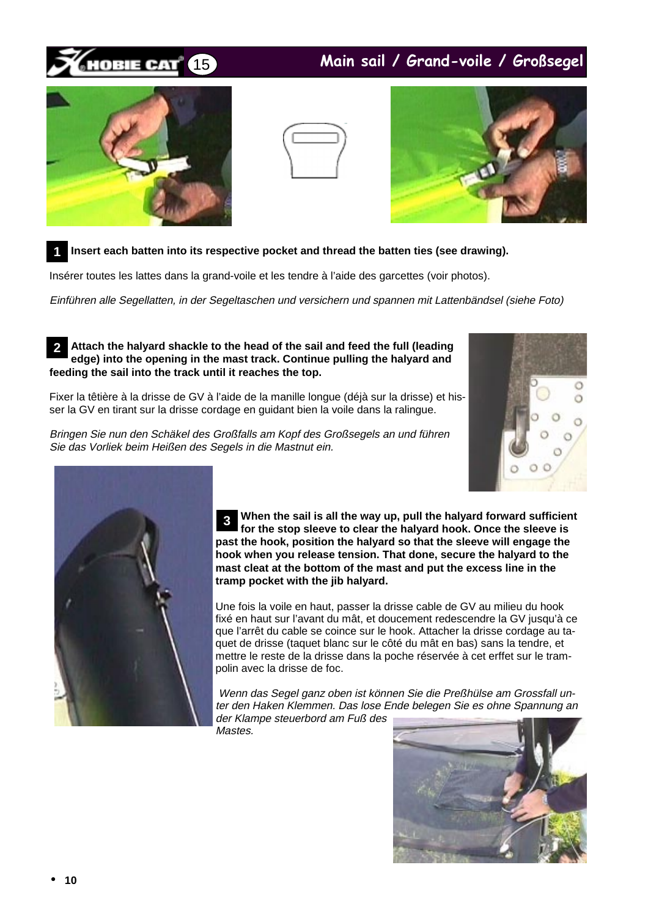# Main sail / Grand-voile / Großsegel

**1** **Insert each batten into its respective pocket and thread the batten ties (see drawing).**

Insérer toutes les lattes dans la grand-voile et les tendre à l'aide des garcettes (voir photos).

*Einführen alle Segellatten, in der Segeltaschen und versichern und spannen mit Lattenbändsel (siehe Foto)*

**2** **Attach the halyard shackle to the head of the sail and feed the full (leading edge) into the opening in the mast track. Continue pulling the halyard and feeding the sail into the track until it reaches the top.**

Fixer la têtière à la drisse de GV à l'aide de la manille longue (déjà sur la drisse) et hisser la GV en tirant sur la drisse cordage en guidant bien la voile dans la ralingue.

*Bringen Sie nun den Schäkel des Großfalls am Kopf des Großsegels an und führen Sie das Vorliek beim Heißen des Segels in die Mastnut ein.*

**3** **When the sail is all the way up, pull the halyard forward sufficient for the stop sleeve to clear the halyard hook. Once the sleeve is past the hook, position the halyard so that the sleeve will engage the hook when you release tension. That done, secure the halyard to the mast cleat at the bottom of the mast and put the excess line in the tramp pocket with the jib halyard.**

Une fois la voile en haut, passer la drisse cable de GV au milieu du hook fixé en haut sur l'avant du mât, et doucement redescendre la GV jusqu'à ce que l'arrêt du cable se coince sur le hook. Attacher la drisse cordage au taquet de drisse (taquet blanc sur le côté du mât en bas) sans la tendre, et mettre le reste de la drisse dans la poche réservée à cet erffet sur le trampolin avec la drisse de foc.

*Wenn das Segel ganz oben ist können Sie die Preßhülse am Grossfall unter den Haken Klemmen. Das lose Ende belegen Sie es ohne Spannung an der Klampe steuerbord am Fuß des Mastes.*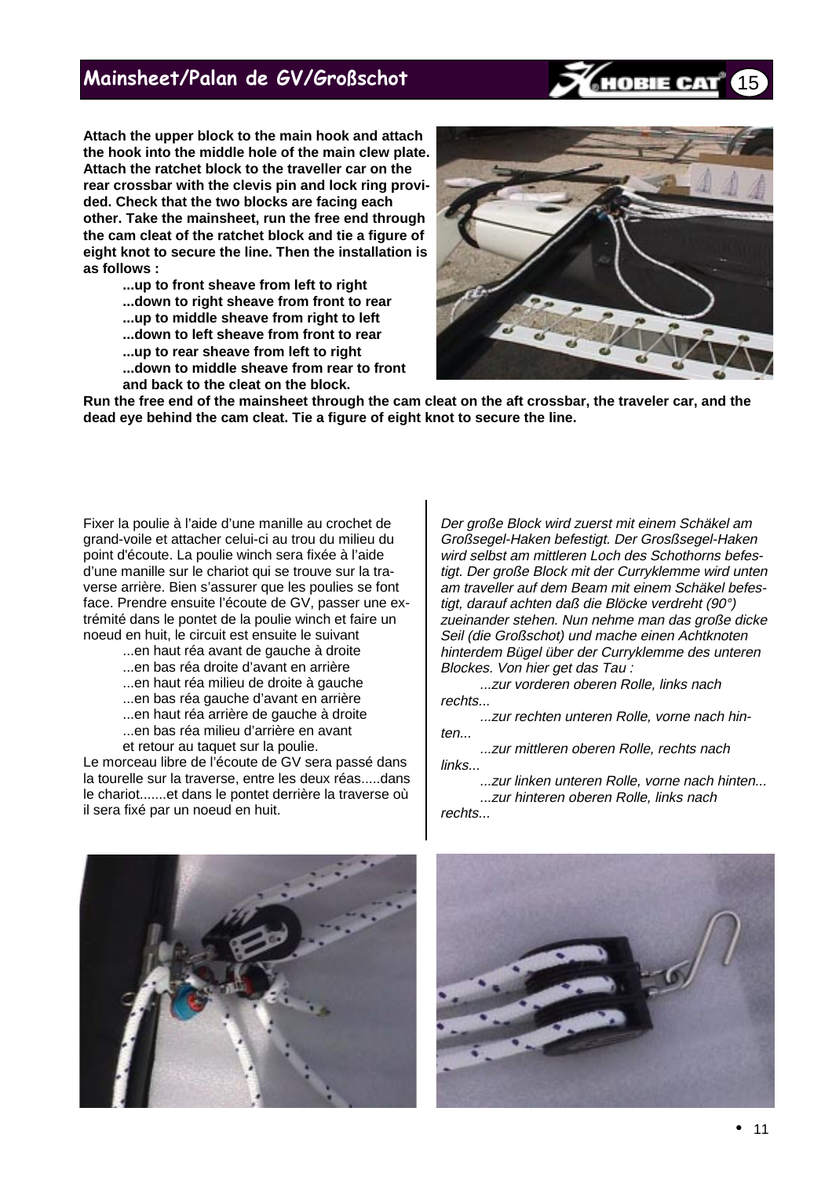## Mainsheet/Palan de GV/Großschot

**Attach the upper block to the main hook and attach the hook into the middle hole of the main clew plate. Attach the ratchet block to the traveller car on the rear crossbar with the clevis pin and lock ring provided. Check that the two blocks are facing each other. Take the mainsheet, run the free end through the cam cleat of the ratchet block and tie a figure of eight knot to secure the line. Then the installation is as follows :**

**...up to front sheave from left to right**
**...down to right sheave from front to rear**
**...up to middle sheave from right to left**
**...down to left sheave from front to rear**
**...up to rear sheave from left to right**
**...down to middle sheave from rear to front and back to the cleat on the block.**

**Run the free end of the mainsheet through the cam cleat on the aft crossbar, the traveler car, and the dead eye behind the cam cleat. Tie a figure of eight knot to secure the line.**

Fixer la poulie à l'aide d'une manille au crochet de grand-voile et attacher celui-ci au trou du milieu du point d'écoute. La poulie winch sera fixée à l'aide d'une manille sur le chariot qui se trouve sur la traverse arrière. Bien s'assurer que les poulies se font face. Prendre ensuite l'écoute de GV, passer une extrémité dans le pontet de la poulie winch et faire un noeud en huit, le circuit est ensuite le suivant

...en haut réa avant de gauche à droite
...en bas réa droite d'avant en arrière
...en haut réa milieu de droite à gauche
...en bas réa gauche d'avant en arrière
...en haut réa arrière de gauche à droite
...en bas réa milieu d'arrière en avant
et retour au taquet sur la poulie.

Le morceau libre de l'écoute de GV sera passé dans la tourelle sur la traverse, entre les deux réas.....dans le chariot.......et dans le pontet derrière la traverse où il sera fixé par un noeud en huit.

*Der große Block wird zuerst mit einem Schäkel am Großsegel-Haken befestigt. Der Grossegel-Haken wird selbst am mittleren Loch des Schothorns befestigt. Der große Block mit der Curryklemme wird unten am traveller auf dem Beam mit einem Schäkel befestigt, darauf achten daß die Blöcke verdreht (90°) zueinander stehen. Nun nehme man das große dicke Seil (die Großschot) und mache einen Achtknoten hinterdem Bügel über der Curryklemme des unteren Blockes. Von hier get das Tau :*

*...zur vorderen oberen Rolle, links nach rechts...*
*...zur rechten unteren Rolle, vorne nach hinten...*
*...zur mittleren oberen Rolle, rechts nach links...*
*...zur linken unteren Rolle, vorne nach hinten...*
*...zur hinteren oberen Rolle, links nach rechts...*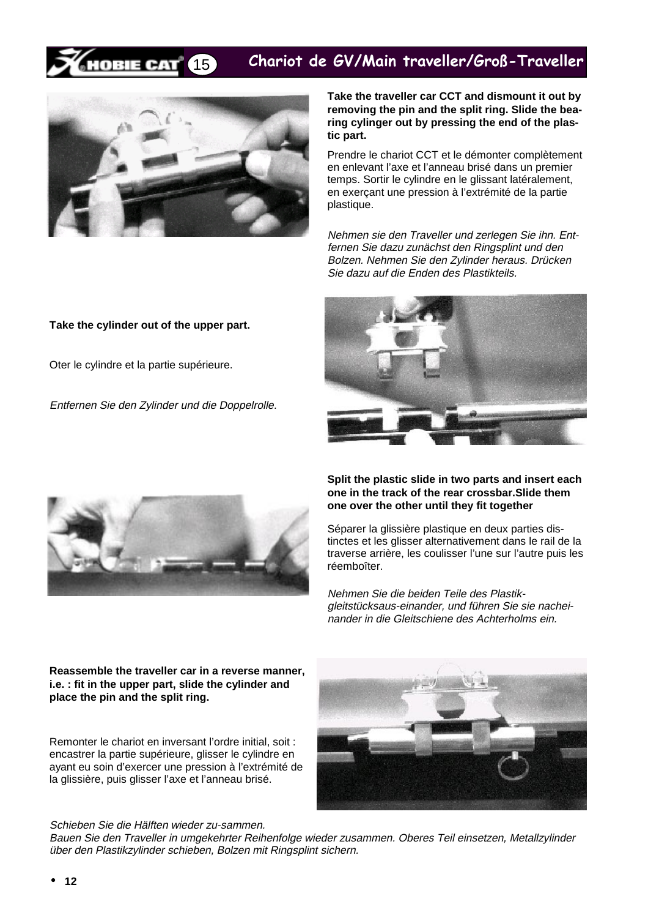## 15 Chariot de GV/Main traveller/Groß-Traveller

**Take the traveller car CCT and dismount it out by removing the pin and the split ring. Slide the bearing cylinger out by pressing the end of the plastic part.**

Prendre le chariot CCT et le démonter complètement en enlevant l'axe et l'anneau brisé dans un premier temps. Sortir le cylindre en le glissant latéralement, en exerçant une pression à l'extrémité de la partie plastique.

*Nehmen sie den Traveller und zerlegen Sie ihn. Entfernen Sie dazu zunächst den Ringsplint und den Bolzen. Nehmen Sie den Zylinder heraus. Drücken Sie dazu auf die Enden des Plastikteils.*

**Take the cylinder out of the upper part.**

Oter le cylindre et la partie supérieure.

*Entfernen Sie den Zylinder und die Doppelrolle.*

**Split the plastic slide in two parts and insert each one in the track of the rear crossbar.Slide them one over the other until they fit together**

Séparer la glissière plastique en deux parties distinctes et les glisser alternativement dans le rail de la traverse arrière, les coulisser l'une sur l'autre puis les réemboîter.

*Nehmen Sie die beiden Teile des Plastikgleitstücksaus-einander, und führen Sie sie nacheinander in die Gleitschiene des Achterholms ein.*

**Reassemble the traveller car in a reverse manner, i.e. : fit in the upper part, slide the cylinder and place the pin and the split ring.**

Remonter le chariot en inversant l'ordre initial, soit : encastrer la partie supérieure, glisser le cylindre en ayant eu soin d'exercer une pression à l'extrémité de la glissière, puis glisser l'axe et l'anneau brisé.

*Schieben Sie die Hälften wieder zu-sammen.*
*Bauen Sie den Traveller in umgekehrter Reihenfolge wieder zusammen. Oberes Teil einsetzen, Metallzylinder über den Plastikzylinder schieben, Bolzen mit Ringsplint sichern.*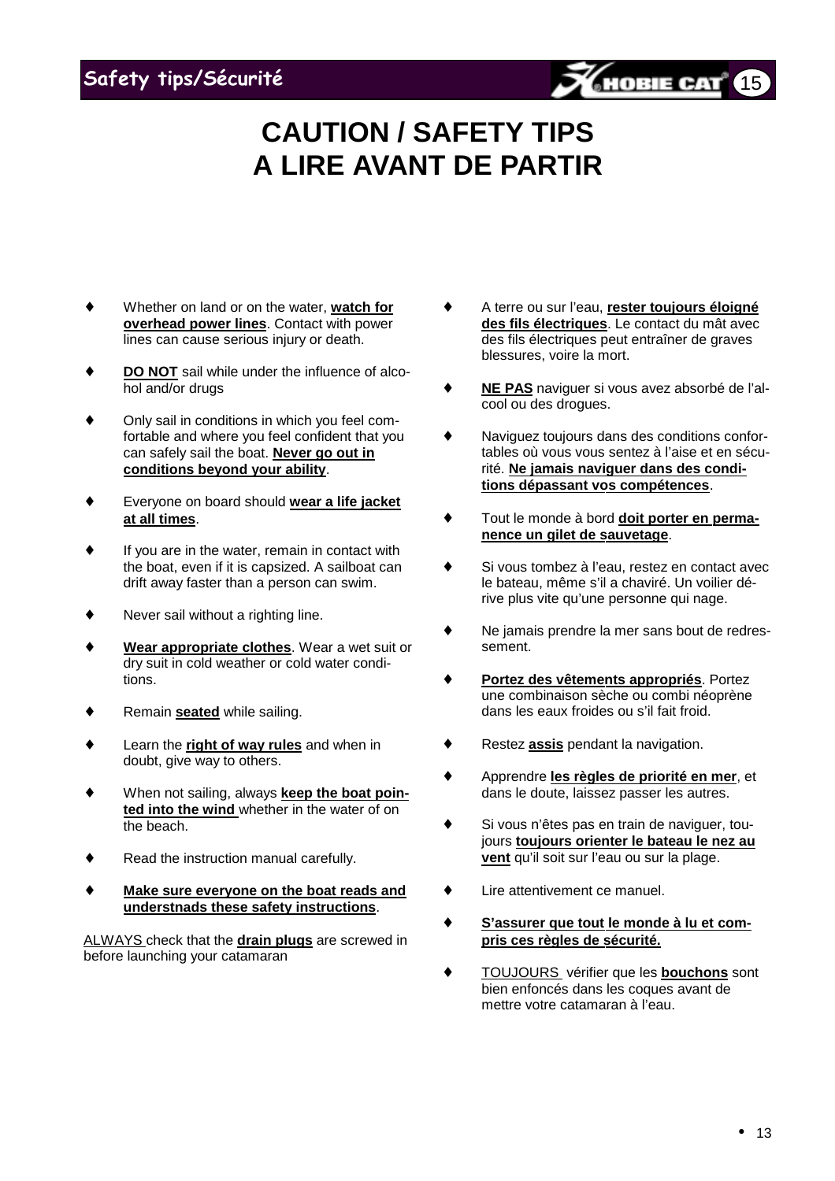# CAUTION / SAFETY TIPS
# A LIRE AVANT DE PARTIR

- Whether on land or on the water, **watch for overhead power lines**. Contact with power lines can cause serious injury or death.
- **DO NOT** sail while under the influence of alcohol and/or drugs
- Only sail in conditions in which you feel comfortable and where you feel confident that you can safely sail the boat. **Never go out in conditions beyond your ability**.
- Everyone on board should **wear a life jacket at all times**.
- If you are in the water, remain in contact with the boat, even if it is capsized. A sailboat can drift away faster than a person can swim.
- Never sail without a righting line.
- **Wear appropriate clothes**. Wear a wet suit or dry suit in cold weather or cold water conditions.
- Remain **seated** while sailing.
- Learn the **right of way rules** and when in doubt, give way to others.
- When not sailing, always **keep the boat pointed into the wind** whether in the water of on the beach.
- Read the instruction manual carefully.
- **Make sure everyone on the boat reads and understnads these safety instructions**.

ALWAYS check that the **drain plugs** are screwed in before launching your catamaran

- A terre ou sur l'eau, **rester toujours éloigné des fils électriques**. Le contact du mât avec des fils électriques peut entraîner de graves blessures, voire la mort.
- **NE PAS** naviguer si vous avez absorbé de l'alcool ou des drogues.
- Naviguez toujours dans des conditions confortables où vous vous sentez à l'aise et en sécurité. **Ne jamais naviguer dans des conditions dépassant vos compétences**.
- Tout le monde à bord **doit porter en permanence un gilet de sauvetage**.
- Si vous tombez à l'eau, restez en contact avec le bateau, même s'il a chaviré. Un voilier dérive plus vite qu'une personne qui nage.
- Ne jamais prendre la mer sans bout de redressement.
- **Portez des vêtements appropriés**. Portez une combinaison sèche ou combi néoprène dans les eaux froides ou s'il fait froid.
- Restez **assis** pendant la navigation.
- Apprendre **les règles de priorité en mer**, et dans le doute, laissez passer les autres.
- Si vous n'êtes pas en train de naviguer, toujours **toujours orienter le bateau le nez au vent** qu'il soit sur l'eau ou sur la plage.
- Lire attentivement ce manuel.
- **S'assurer que tout le monde à lu et compris ces règles de sécurité.**
- TOUJOURS vérifier que les **bouchons** sont bien enfoncés dans les coques avant de mettre votre catamaran à l'eau.